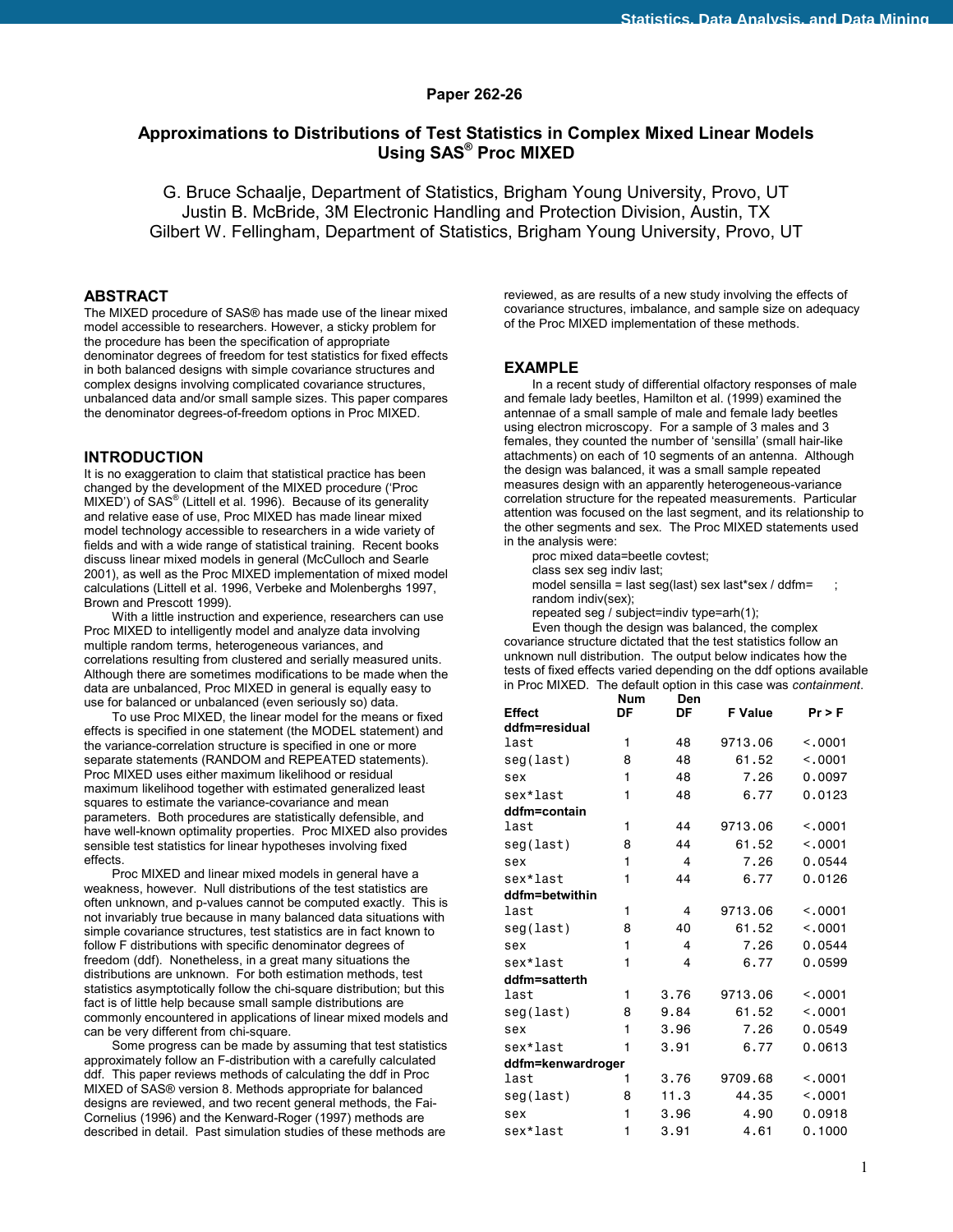Paper 262-26

# Approximations to Distributions of Test Statistics in Complex Mixed Linear Models Using SAS® Proc MIXED

G. Bruce Schaalje, Department of Statistics, Brigham Young University, Provo, UT
Justin B. McBride, 3M Electronic Handling and Protection Division, Austin, TX
Gilbert W. Fellingham, Department of Statistics, Brigham Young University, Provo, UT

## ABSTRACT

The MIXED procedure of SAS® has made use of the linear mixed model accessible to researchers. However, a sticky problem for the procedure has been the specification of appropriate denominator degrees of freedom for test statistics for fixed effects in both balanced designs with simple covariance structures and complex designs involving complicated covariance structures, unbalanced data and/or small sample sizes. This paper compares the denominator degrees-of-freedom options in Proc MIXED.

## INTRODUCTION

It is no exaggeration to claim that statistical practice has been changed by the development of the MIXED procedure ('Proc MIXED') of SAS® (Littell et al. 1996). Because of its generality and relative ease of use, Proc MIXED has made linear mixed model technology accessible to researchers in a wide variety of fields and with a wide range of statistical training. Recent books discuss linear mixed models in general (McCulloch and Searle 2001), as well as the Proc MIXED implementation of mixed model calculations (Littell et al. 1996, Verbeke and Molenberghs 1997, Brown and Prescott 1999).

With a little instruction and experience, researchers can use Proc MIXED to intelligently model and analyze data involving multiple random terms, heterogeneous variances, and correlations resulting from clustered and serially measured units. Although there are sometimes modifications to be made when the data are unbalanced, Proc MIXED in general is equally easy to use for balanced or unbalanced (even seriously so) data.

To use Proc MIXED, the linear model for the means or fixed effects is specified in one statement (the MODEL statement) and the variance-correlation structure is specified in one or more separate statements (RANDOM and REPEATED statements). Proc MIXED uses either maximum likelihood or residual maximum likelihood together with estimated generalized least squares to estimate the variance-covariance and mean parameters. Both procedures are statistically defensible, and have well-known optimality properties. Proc MIXED also provides sensible test statistics for linear hypotheses involving fixed effects.

Proc MIXED and linear mixed models in general have a weakness, however. Null distributions of the test statistics are often unknown, and p-values cannot be computed exactly. This is not invariably true because in many balanced data situations with simple covariance structures, test statistics are in fact known to follow F distributions with specific denominator degrees of freedom (ddf). Nonetheless, in a great many situations the distributions are unknown. For both estimation methods, test statistics asymptotically follow the chi-square distribution; but this fact is of little help because small sample distributions are commonly encountered in applications of linear mixed models and can be very different from chi-square.

Some progress can be made by assuming that test statistics approximately follow an F-distribution with a carefully calculated ddf. This paper reviews methods of calculating the ddf in Proc MIXED of SAS® version 8. Methods appropriate for balanced designs are reviewed, and two recent general methods, the Fai-Cornelius (1996) and the Kenward-Roger (1997) methods are described in detail. Past simulation studies of these methods are reviewed, as are results of a new study involving the effects of covariance structures, imbalance, and sample size on adequacy of the Proc MIXED implementation of these methods.

## EXAMPLE

In a recent study of differential olfactory responses of male and female lady beetles, Hamilton et al. (1999) examined the antennae of a small sample of male and female lady beetles using electron microscopy. For a sample of 3 males and 3 females, they counted the number of 'sensilla' (small hair-like attachments) on each of 10 segments of an antenna. Although the design was balanced, it was a small sample repeated measures design with an apparently heterogeneous-variance correlation structure for the repeated measurements. Particular attention was focused on the last segment, and its relationship to the other segments and sex. The Proc MIXED statements used in the analysis were:

```
proc mixed data=beetle covtest;
class sex seg indiv last;
model sensilla = last seg(last) sex last*sex / ddfm=      ;
random indiv(sex);
repeated seg / subject=indiv type=arh(1);
```

Even though the design was balanced, the complex covariance structure dictated that the test statistics follow an unknown null distribution. The output below indicates how the tests of fixed effects varied depending on the ddf options available in Proc MIXED. The default option in this case was *containment*.

| Effect | Num DF | Den DF | F Value | Pr > F |
|---|---|---|---|---|
| **ddfm=residual** | | | | |
| last | 1 | 48 | 9713.06 | <.0001 |
| seg(last) | 8 | 48 | 61.52 | <.0001 |
| sex | 1 | 48 | 7.26 | 0.0097 |
| sex*last | 1 | 48 | 6.77 | 0.0123 |
| **ddfm=contain** | | | | |
| last | 1 | 44 | 9713.06 | <.0001 |
| seg(last) | 8 | 44 | 61.52 | <.0001 |
| sex | 1 | 4 | 7.26 | 0.0544 |
| sex*last | 1 | 44 | 6.77 | 0.0126 |
| **ddfm=betwithin** | | | | |
| last | 1 | 4 | 9713.06 | <.0001 |
| seg(last) | 8 | 40 | 61.52 | <.0001 |
| sex | 1 | 4 | 7.26 | 0.0544 |
| sex*last | 1 | 4 | 6.77 | 0.0599 |
| **ddfm=satterth** | | | | |
| last | 1 | 3.76 | 9713.06 | <.0001 |
| seg(last) | 8 | 9.84 | 61.52 | <.0001 |
| sex | 1 | 3.96 | 7.26 | 0.0549 |
| sex*last | 1 | 3.91 | 6.77 | 0.0613 |
| **ddfm=kenwardroger** | | | | |
| last | 1 | 3.76 | 9709.68 | <.0001 |
| seg(last) | 8 | 11.3 | 44.35 | <.0001 |
| sex | 1 | 3.96 | 4.90 | 0.0918 |
| sex*last | 1 | 3.91 | 4.61 | 0.1000 |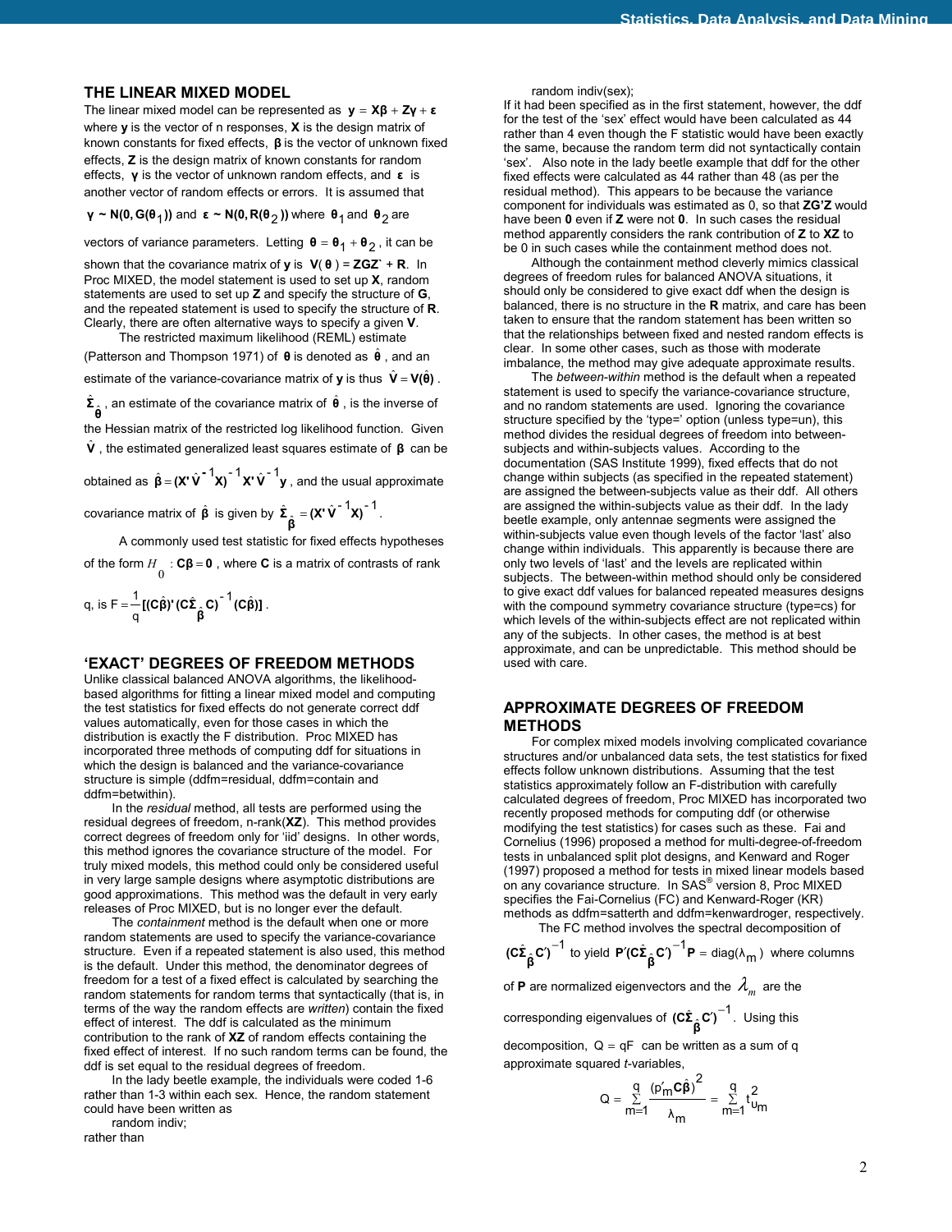## THE LINEAR MIXED MODEL

The linear mixed model can be represented as $\mathbf{y} = \mathbf{X\beta} + \mathbf{Z\gamma} + \boldsymbol{\varepsilon}$ where **y** is the vector of n responses, **X** is the design matrix of known constants for fixed effects, $\boldsymbol{\beta}$ is the vector of unknown fixed effects, **Z** is the design matrix of known constants for random effects, $\boldsymbol{\gamma}$ is the vector of unknown random effects, and $\boldsymbol{\varepsilon}$ is another vector of random effects or errors. It is assumed that $\boldsymbol{\gamma} \sim \mathbf{N}(\mathbf{0}, \mathbf{G}(\boldsymbol{\theta}_1))$ and $\boldsymbol{\varepsilon} \sim \mathbf{N}(\mathbf{0}, \mathbf{R}(\boldsymbol{\theta}_2))$ where $\boldsymbol{\theta}_1$ and $\boldsymbol{\theta}_2$ are vectors of variance parameters. Letting $\boldsymbol{\theta} = \boldsymbol{\theta}_1 + \boldsymbol{\theta}_2$, it can be shown that the covariance matrix of **y** is $\mathbf{V}(\boldsymbol{\theta}) = \mathbf{ZGZ'} + \mathbf{R}$. In Proc MIXED, the model statement is used to set up **X**, random statements are used to set up **Z** and specify the structure of **G**, and the repeated statement is used to specify the structure of **R**. Clearly, there are often alternative ways to specify a given **V**.

The restricted maximum likelihood (REML) estimate (Patterson and Thompson 1971) of $\boldsymbol{\theta}$ is denoted as $\hat{\boldsymbol{\theta}}$, and an estimate of the variance-covariance matrix of **y** is thus $\hat{\mathbf{V}} = \mathbf{V}(\hat{\boldsymbol{\theta}})$. $\hat{\boldsymbol{\Sigma}}_{\hat{\boldsymbol{\theta}}}$, an estimate of the covariance matrix of $\hat{\boldsymbol{\theta}}$, is the inverse of the Hessian matrix of the restricted log likelihood function. Given $\hat{\mathbf{V}}$, the estimated generalized least squares estimate of $\boldsymbol{\beta}$ can be obtained as $\hat{\boldsymbol{\beta}} = (\mathbf{X}'\hat{\mathbf{V}}^{-1}\mathbf{X})^{-1}\mathbf{X}'\hat{\mathbf{V}}^{-1}\mathbf{y}$, and the usual approximate covariance matrix of $\hat{\boldsymbol{\beta}}$ is given by $\hat{\boldsymbol{\Sigma}}_{\hat{\boldsymbol{\beta}}} = (\mathbf{X}'\hat{\mathbf{V}}^{-1}\mathbf{X})^{-1}$.

A commonly used test statistic for fixed effects hypotheses of the form $H_0 : \mathbf{C\beta} = \mathbf{0}$, where **C** is a matrix of contrasts of rank q, is $F = \frac{1}{q}[(\mathbf{C}\hat{\boldsymbol{\beta}})'(\mathbf{C}\hat{\boldsymbol{\Sigma}}_{\hat{\boldsymbol{\beta}}}\mathbf{C})^{-1}(\mathbf{C}\hat{\boldsymbol{\beta}})]$.

## ‘EXACT’ DEGREES OF FREEDOM METHODS

Unlike classical balanced ANOVA algorithms, the likelihood-based algorithms for fitting a linear mixed model and computing the test statistics for fixed effects do not generate correct ddf values automatically, even for those cases in which the distribution is exactly the F distribution. Proc MIXED has incorporated three methods of computing ddf for situations in which the design is balanced and the variance-covariance structure is simple (ddfm=residual, ddfm=contain and ddfm=betwithin).

In the *residual* method, all tests are performed using the residual degrees of freedom, n-rank(**XZ**). This method provides correct degrees of freedom only for ‘iid’ designs. In other words, this method ignores the covariance structure of the model. For truly mixed models, this method could only be considered useful in very large sample designs where asymptotic distributions are good approximations. This method was the default in very early releases of Proc MIXED, but is no longer ever the default.

The *containment* method is the default when one or more random statements are used to specify the variance-covariance structure. Even if a repeated statement is also used, this method is the default. Under this method, the denominator degrees of freedom for a test of a fixed effect is calculated by searching the random statements for random terms that syntactically (that is, in terms of the way the random effects are *written*) contain the fixed effect of interest. The ddf is calculated as the minimum contribution to the rank of **XZ** of random effects containing the fixed effect of interest. If no such random terms can be found, the ddf is set equal to the residual degrees of freedom.

In the lady beetle example, the individuals were coded 1-6 rather than 1-3 within each sex. Hence, the random statement could have been written as

```
random indiv;
```

rather than

```
random indiv(sex);
```

If it had been specified as in the first statement, however, the ddf for the test of the ‘sex’ effect would have been calculated as 44 rather than 4 even though the F statistic would have been exactly the same, because the random term did not syntactically contain ‘sex’. Also note in the lady beetle example that ddf for the other fixed effects were calculated as 44 rather than 48 (as per the residual method). This appears to be because the variance component for individuals was estimated as 0, so that **ZG’Z** would have been **0** even if **Z** were not **0**. In such cases the residual method apparently considers the rank contribution of **Z** to **XZ** to be 0 in such cases while the containment method does not.

Although the containment method cleverly mimics classical degrees of freedom rules for balanced ANOVA situations, it should only be considered to give exact ddf when the design is balanced, there is no structure in the **R** matrix, and care has been taken to ensure that the random statement has been written so that the relationships between fixed and nested random effects is clear. In some other cases, such as those with moderate imbalance, the method may give adequate approximate results.

The *between-within* method is the default when a repeated statement is used to specify the variance-covariance structure, and no random statements are used. Ignoring the covariance structure specified by the ‘type=’ option (unless type=un), this method divides the residual degrees of freedom into between-subjects and within-subjects values. According to the documentation (SAS Institute 1999), fixed effects that do not change within subjects (as specified in the repeated statement) are assigned the between-subjects value as their ddf. All others are assigned the within-subjects value as their ddf. In the lady beetle example, only antennae segments were assigned the within-subjects value even though levels of the factor ‘last’ also change within individuals. This apparently is because there are only two levels of ‘last’ and the levels are replicated within subjects. The between-within method should only be considered to give exact ddf values for balanced repeated measures designs with the compound symmetry covariance structure (type=cs) for which levels of the within-subjects effect are not replicated within any of the subjects. In other cases, the method is at best approximate, and can be unpredictable. This method should be used with care.

## APPROXIMATE DEGREES OF FREEDOM METHODS

For complex mixed models involving complicated covariance structures and/or unbalanced data sets, the test statistics for fixed effects follow unknown distributions. Assuming that the test statistics approximately follow an F-distribution with carefully calculated degrees of freedom, Proc MIXED has incorporated two recently proposed methods for computing ddf (or otherwise modifying the test statistics) for cases such as these. Fai and Cornelius (1996) proposed a method for multi-degree-of-freedom tests in unbalanced split plot designs, and Kenward and Roger (1997) proposed a method for tests in mixed linear models based on any covariance structure. In SAS® version 8, Proc MIXED specifies the Fai-Cornelius (FC) and Kenward-Roger (KR) methods as ddfm=satterth and ddfm=kenwardroger, respectively.

The FC method involves the spectral decomposition of $(\mathbf{C}\hat{\boldsymbol{\Sigma}}_{\hat{\boldsymbol{\beta}}}\mathbf{C}')^{-1}$ to yield $\mathbf{P}'(\mathbf{C}\hat{\boldsymbol{\Sigma}}_{\hat{\boldsymbol{\beta}}}\mathbf{C}')^{-1}\mathbf{P} = \mathrm{diag}(\lambda_m)$ where columns of **P** are normalized eigenvectors and the $\lambda_m$ are the corresponding eigenvalues of $(\mathbf{C}\hat{\boldsymbol{\Sigma}}_{\hat{\boldsymbol{\beta}}}\mathbf{C}')^{-1}$. Using this decomposition, $Q = qF$ can be written as a sum of q approximate squared *t*-variables,

$$Q = \sum_{m=1}^{q} \frac{(\mathbf{p}_m'\mathbf{C}\hat{\boldsymbol{\beta}})^2}{\lambda_m} = \sum_{m=1}^{q} t_{u_m}^2$$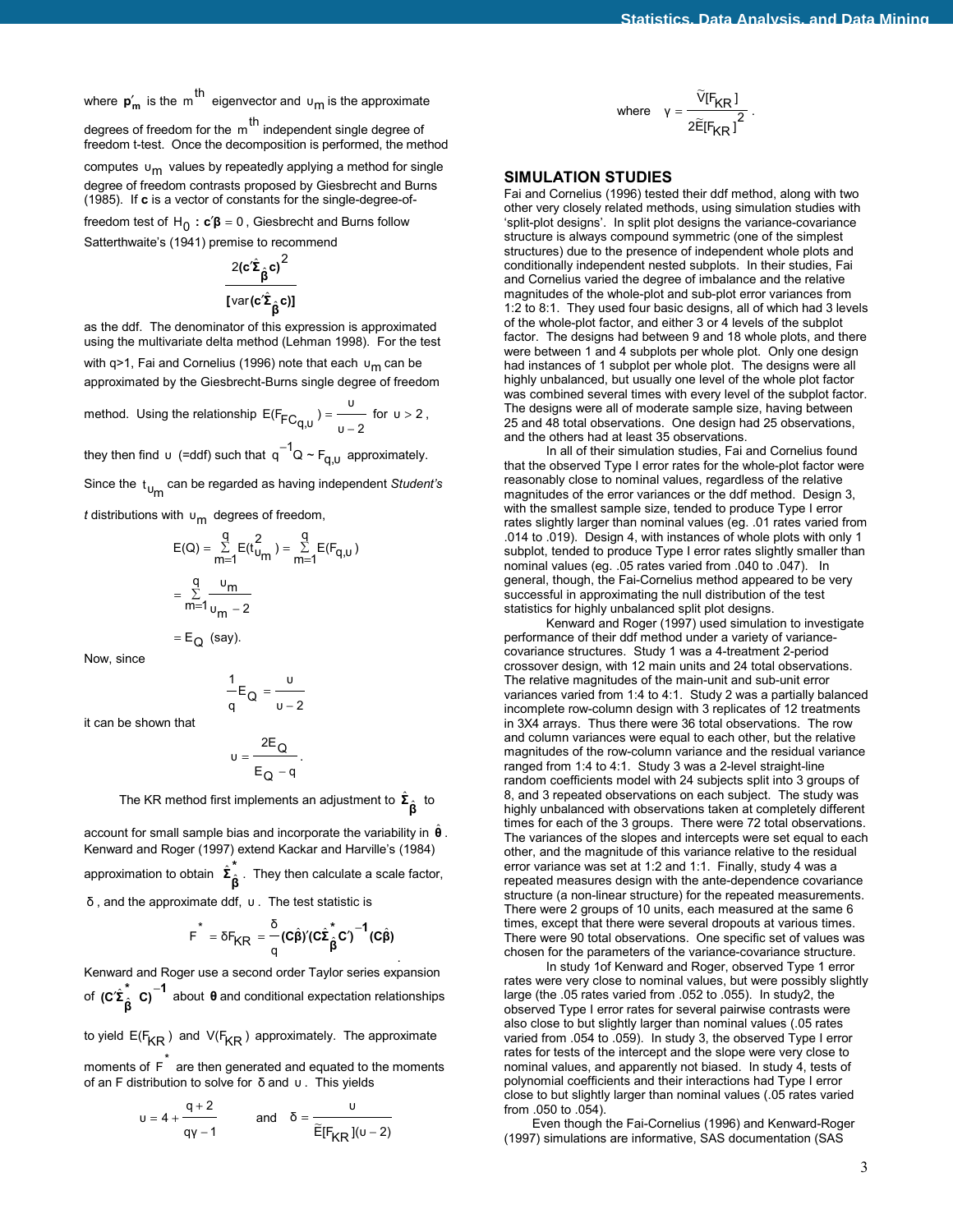where $\mathbf{p}'_m$ is the $m^{th}$ eigenvector and $\upsilon_m$ is the approximate degrees of freedom for the $m^{th}$ independent single degree of freedom t-test. Once the decomposition is performed, the method computes $\upsilon_m$ values by repeatedly applying a method for single degree of freedom contrasts proposed by Giesbrecht and Burns (1985). If **c** is a vector of constants for the single-degree-of-freedom test of $H_0: \mathbf{c}'\boldsymbol{\beta} = 0$, Giesbrecht and Burns follow Satterthwaite's (1941) premise to recommend

$$\frac{2(\mathbf{c}'\hat{\boldsymbol{\Sigma}}_{\hat{\boldsymbol{\beta}}}\mathbf{c})^2}{[\text{var}(\mathbf{c}'\hat{\boldsymbol{\Sigma}}_{\hat{\boldsymbol{\beta}}}\mathbf{c})]}$$

as the ddf. The denominator of this expression is approximated using the multivariate delta method (Lehman 1998). For the test with q>1, Fai and Cornelius (1996) note that each $\upsilon_m$ can be approximated by the Giesbrecht-Burns single degree of freedom method. Using the relationship $E(F_{FC_{q,\upsilon}}) = \frac{\upsilon}{\upsilon - 2}$ for $\upsilon > 2$, they then find $\upsilon$ (=ddf) such that $q^{-1}Q \sim F_{q,\upsilon}$ approximately. Since the $t_{\upsilon_m}$ can be regarded as having independent *Student's t* distributions with $\upsilon_m$ degrees of freedom,

$$E(Q) = \sum_{m=1}^{q} E(t^2_{\upsilon_m}) = \sum_{m=1}^{q} E(F_{q,\upsilon})$$

$$= \sum_{m=1}^{q} \frac{\upsilon_m}{\upsilon_m - 2}$$

$$= E_Q \text{ (say).}$$

Now, since

$$\frac{1}{q}E_Q = \frac{\upsilon}{\upsilon - 2}$$

it can be shown that

$$\upsilon = \frac{2E_Q}{E_Q - q}.$$

The KR method first implements an adjustment to $\hat{\boldsymbol{\Sigma}}_{\hat{\boldsymbol{\beta}}}$ to account for small sample bias and incorporate the variability in $\hat{\boldsymbol{\theta}}$. Kenward and Roger (1997) extend Kackar and Harville's (1984) approximation to obtain $\hat{\boldsymbol{\Sigma}}^*_{\hat{\boldsymbol{\beta}}}$. They then calculate a scale factor, $\delta$, and the approximate ddf, $\upsilon$. The test statistic is

$$F^* = \delta F_{KR} = \frac{\delta}{q}(\mathbf{C}\hat{\boldsymbol{\beta}})'(\mathbf{C}\hat{\boldsymbol{\Sigma}}^*_{\hat{\boldsymbol{\beta}}}\mathbf{C}')^{-1}(\mathbf{C}\hat{\boldsymbol{\beta}}).$$

Kenward and Roger use a second order Taylor series expansion of $(\mathbf{C}'\hat{\boldsymbol{\Sigma}}^*_{\hat{\boldsymbol{\beta}}}\mathbf{C})^{-1}$ about $\boldsymbol{\theta}$ and conditional expectation relationships to yield $E(F_{KR})$ and $V(F_{KR})$ approximately. The approximate moments of $F^*$ are then generated and equated to the moments of an F distribution to solve for $\delta$ and $\upsilon$. This yields

$$\upsilon = 4 + \frac{q+2}{q\gamma - 1} \quad \text{and} \quad \delta = \frac{\upsilon}{\tilde{E}[F_{KR}](\upsilon - 2)}$$

where $\gamma = \dfrac{\tilde{V}[F_{KR}]}{2\tilde{E}[F_{KR}]^2}$.

## SIMULATION STUDIES

Fai and Cornelius (1996) tested their ddf method, along with two other very closely related methods, using simulation studies with 'split-plot designs'. In split plot designs the variance-covariance structure is always compound symmetric (one of the simplest structures) due to the presence of independent whole plots and conditionally independent nested subplots. In their studies, Fai and Cornelius varied the degree of imbalance and the relative magnitudes of the whole-plot and sub-plot error variances from 1:2 to 8:1. They used four basic designs, all of which had 3 levels of the whole-plot factor, and either 3 or 4 levels of the subplot factor. The designs had between 9 and 18 whole plots, and there were between 1 and 4 subplots per whole plot. Only one design had instances of 1 subplot per whole plot. The designs were all highly unbalanced, but usually one level of the whole plot factor was combined several times with every level of the subplot factor. The designs were all of moderate sample size, having between 25 and 48 total observations. One design had 25 observations, and the others had at least 35 observations.

In all of their simulation studies, Fai and Cornelius found that the observed Type I error rates for the whole-plot factor were reasonably close to nominal values, regardless of the relative magnitudes of the error variances or the ddf method. Design 3, with the smallest sample size, tended to produce Type I error rates slightly larger than nominal values (eg. .01 rates varied from .014 to .019). Design 4, with instances of whole plots with only 1 subplot, tended to produce Type I error rates slightly smaller than nominal values (eg. .05 rates varied from .040 to .047). In general, though, the Fai-Cornelius method appeared to be very successful in approximating the null distribution of the test statistics for highly unbalanced split plot designs.

Kenward and Roger (1997) used simulation to investigate performance of their ddf method under a variety of variance-covariance structures. Study 1 was a 4-treatment 2-period crossover design, with 12 main units and 24 total observations. The relative magnitudes of the main-unit and sub-unit error variances varied from 1:4 to 4:1. Study 2 was a partially balanced incomplete row-column design with 3 replicates of 12 treatments in 3X4 arrays. Thus there were 36 total observations. The row and column variances were equal to each other, but the relative magnitudes of the row-column variance and the residual variance ranged from 1:4 to 4:1. Study 3 was a 2-level straight-line random coefficients model with 24 subjects split into 3 groups of 8, and 3 repeated observations on each subject. The study was highly unbalanced with observations taken at completely different times for each of the 3 groups. There were 72 total observations. The variances of the slopes and intercepts were set equal to each other, and the magnitude of this variance relative to the residual error variance was set at 1:2 and 1:1. Finally, study 4 was a repeated measures design with the ante-dependence covariance structure (a non-linear structure) for the repeated measurements. There were 2 groups of 10 units, each measured at the same 6 times, except that there were several dropouts at various times. There were 90 total observations. One specific set of values was chosen for the parameters of the variance-covariance structure.

In study 1of Kenward and Roger, observed Type 1 error rates were very close to nominal values, but were possibly slightly large (the .05 rates varied from .052 to .055). In study2, the observed Type I error rates for several pairwise contrasts were also close to but slightly larger than nominal values (.05 rates varied from .054 to .059). In study 3, the observed Type I error rates for tests of the intercept and the slope were very close to nominal values, and apparently not biased. In study 4, tests of polynomial coefficients and their interactions had Type I error close to but slightly larger than nominal values (.05 rates varied from .050 to .054).

Even though the Fai-Cornelius (1996) and Kenward-Roger (1997) simulations are informative, SAS documentation (SAS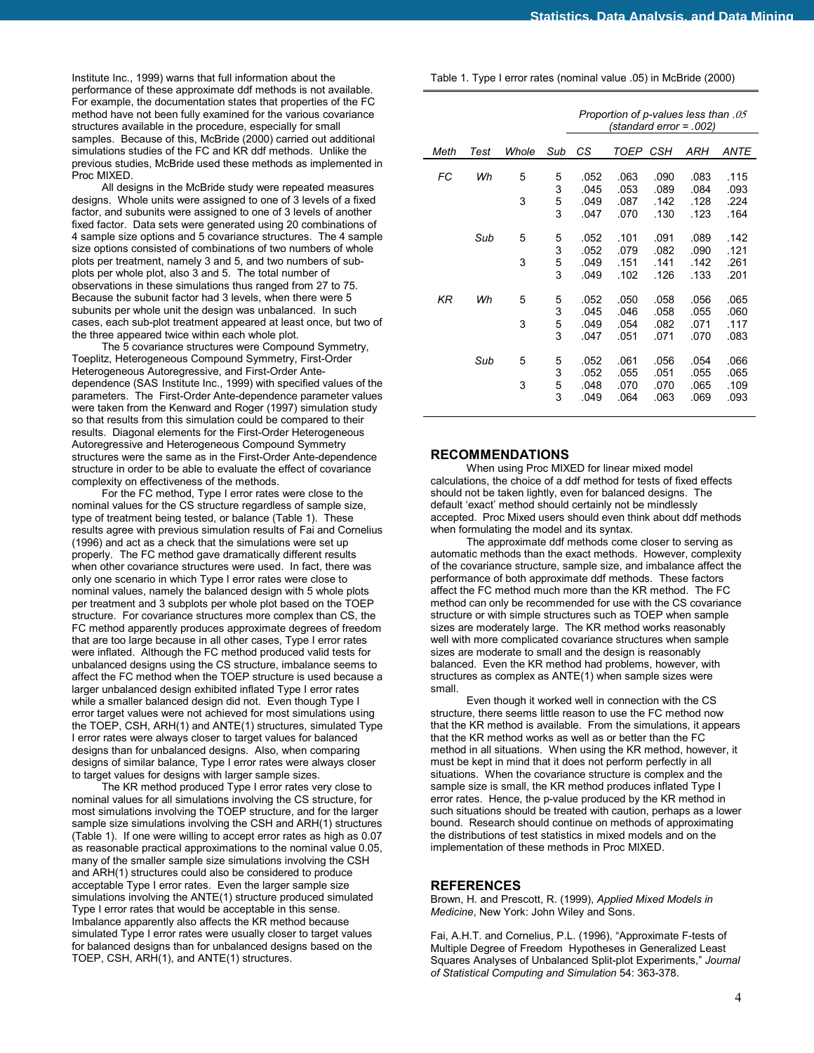Institute Inc., 1999) warns that full information about the performance of these approximate ddf methods is not available. For example, the documentation states that properties of the FC method have not been fully examined for the various covariance structures available in the procedure, especially for small samples. Because of this, McBride (2000) carried out additional simulations studies of the FC and KR ddf methods. Unlike the previous studies, McBride used these methods as implemented in Proc MIXED.

All designs in the McBride study were repeated measures designs. Whole units were assigned to one of 3 levels of a fixed factor, and subunits were assigned to one of 3 levels of another fixed factor. Data sets were generated using 20 combinations of 4 sample size options and 5 covariance structures. The 4 sample size options consisted of combinations of two numbers of whole plots per treatment, namely 3 and 5, and two numbers of sub-plots per whole plot, also 3 and 5. The total number of observations in these simulations thus ranged from 27 to 75. Because the subunit factor had 3 levels, when there were 5 subunits per whole unit the design was unbalanced. In such cases, each sub-plot treatment appeared at least once, but two of the three appeared twice within each whole plot.

The 5 covariance structures were Compound Symmetry, Toeplitz, Heterogeneous Compound Symmetry, First-Order Heterogeneous Autoregressive, and First-Order Ante-dependence (SAS Institute Inc., 1999) with specified values of the parameters. The First-Order Ante-dependence parameter values were taken from the Kenward and Roger (1997) simulation study so that results from this simulation could be compared to their results. Diagonal elements for the First-Order Heterogeneous Autoregressive and Heterogeneous Compound Symmetry structures were the same as in the First-Order Ante-dependence structure in order to be able to evaluate the effect of covariance complexity on effectiveness of the methods.

For the FC method, Type I error rates were close to the nominal values for the CS structure regardless of sample size, type of treatment being tested, or balance (Table 1). These results agree with previous simulation results of Fai and Cornelius (1996) and act as a check that the simulations were set up properly. The FC method gave dramatically different results when other covariance structures were used. In fact, there was only one scenario in which Type I error rates were close to nominal values, namely the balanced design with 5 whole plots per treatment and 3 subplots per whole plot based on the TOEP structure. For covariance structures more complex than CS, the FC method apparently produces approximate degrees of freedom that are too large because in all other cases, Type I error rates were inflated. Although the FC method produced valid tests for unbalanced designs using the CS structure, imbalance seems to affect the FC method when the TOEP structure is used because a larger unbalanced design exhibited inflated Type I error rates while a smaller balanced design did not. Even though Type I error target values were not achieved for most simulations using the TOEP, CSH, ARH(1) and ANTE(1) structures, simulated Type I error rates were always closer to target values for balanced designs than for unbalanced designs. Also, when comparing designs of similar balance, Type I error rates were always closer to target values for designs with larger sample sizes.

The KR method produced Type I error rates very close to nominal values for all simulations involving the CS structure, for most simulations involving the TOEP structure, and for the larger sample size simulations involving the CSH and ARH(1) structures (Table 1). If one were willing to accept error rates as high as 0.07 as reasonable practical approximations to the nominal value 0.05, many of the smaller sample size simulations involving the CSH and ARH(1) structures could also be considered to produce acceptable Type I error rates. Even the larger sample size simulations involving the ANTE(1) structure produced simulated Type I error rates that would be acceptable in this sense. Imbalance apparently also affects the KR method because simulated Type I error rates were usually closer to target values for balanced designs than for unbalanced designs based on the TOEP, CSH, ARH(1), and ANTE(1) structures.

Table 1. Type I error rates (nominal value .05) in McBride (2000)

| | | | | *Proportion of p-values less than .05 (standard error = .002)* | | | | |
|---|---|---|---|---|---|---|---|---|
| *Meth* | *Test* | *Whole* | *Sub* | *CS* | *TOEP* | *CSH* | *ARH* | *ANTE* |
| *FC* | *Wh* | 5 | 5 | .052 | .063 | .090 | .083 | .115 |
| | | | 3 | .045 | .053 | .089 | .084 | .093 |
| | | 3 | 5 | .049 | .087 | .142 | .128 | .224 |
| | | | 3 | .047 | .070 | .130 | .123 | .164 |
| | *Sub* | 5 | 5 | .052 | .101 | .091 | .089 | .142 |
| | | | 3 | .052 | .079 | .082 | .090 | .121 |
| | | 3 | 5 | .049 | .151 | .141 | .142 | .261 |
| | | | 3 | .049 | .102 | .126 | .133 | .201 |
| *KR* | *Wh* | 5 | 5 | .052 | .050 | .058 | .056 | .065 |
| | | | 3 | .045 | .046 | .058 | .055 | .060 |
| | | 3 | 5 | .049 | .054 | .082 | .071 | .117 |
| | | | 3 | .047 | .051 | .071 | .070 | .083 |
| | *Sub* | 5 | 5 | .052 | .061 | .056 | .054 | .066 |
| | | | 3 | .052 | .055 | .051 | .055 | .065 |
| | | 3 | 5 | .048 | .070 | .070 | .065 | .109 |
| | | | 3 | .049 | .064 | .063 | .069 | .093 |

## RECOMMENDATIONS

When using Proc MIXED for linear mixed model calculations, the choice of a ddf method for tests of fixed effects should not be taken lightly, even for balanced designs. The default 'exact' method should certainly not be mindlessly accepted. Proc Mixed users should even think about ddf methods when formulating the model and its syntax.

The approximate ddf methods come closer to serving as automatic methods than the exact methods. However, complexity of the covariance structure, sample size, and imbalance affect the performance of both approximate ddf methods. These factors affect the FC method much more than the KR method. The FC method can only be recommended for use with the CS covariance structure or with simple structures such as TOEP when sample sizes are moderately large. The KR method works reasonably well with more complicated covariance structures when sample sizes are moderate to small and the design is reasonably balanced. Even the KR method had problems, however, with structures as complex as ANTE(1) when sample sizes were small.

Even though it worked well in connection with the CS structure, there seems little reason to use the FC method now that the KR method is available. From the simulations, it appears that the KR method works as well as or better than the FC method in all situations. When using the KR method, however, it must be kept in mind that it does not perform perfectly in all situations. When the covariance structure is complex and the sample size is small, the KR method produces inflated Type I error rates. Hence, the p-value produced by the KR method in such situations should be treated with caution, perhaps as a lower bound. Research should continue on methods of approximating the distributions of test statistics in mixed models and on the implementation of these methods in Proc MIXED.

## REFERENCES

Brown, H. and Prescott, R. (1999), *Applied Mixed Models in Medicine*, New York: John Wiley and Sons.

Fai, A.H.T. and Cornelius, P.L. (1996), "Approximate F-tests of Multiple Degree of Freedom Hypotheses in Generalized Least Squares Analyses of Unbalanced Split-plot Experiments," *Journal of Statistical Computing and Simulation* 54: 363-378.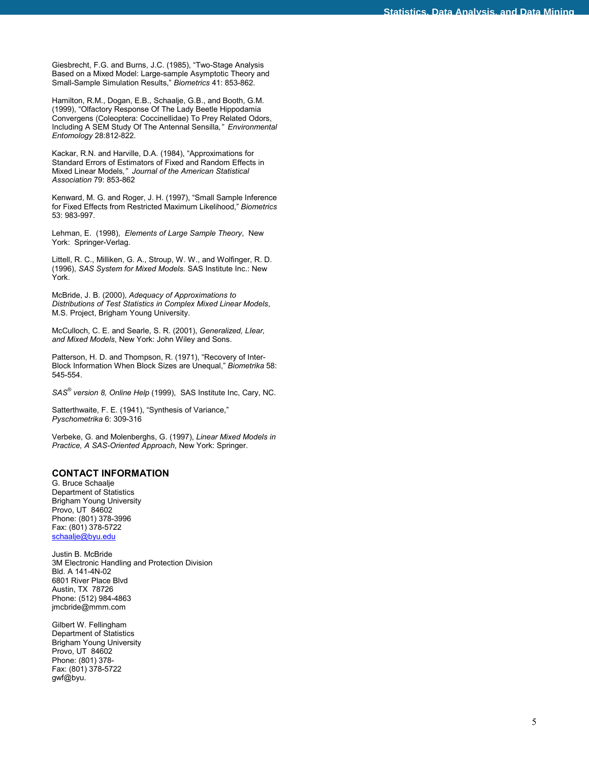Giesbrecht, F.G. and Burns, J.C. (1985), “Two-Stage Analysis Based on a Mixed Model: Large-sample Asymptotic Theory and Small-Sample Simulation Results,” *Biometrics* 41: 853-862.

Hamilton, R.M., Dogan, E.B., Schaalje, G.B., and Booth, G.M. (1999), “Olfactory Response Of The Lady Beetle Hippodamia Convergens (Coleoptera: Coccinellidae) To Prey Related Odors, Including A SEM Study Of The Antennal Sensilla,*” Environmental Entomology* 28:812-822.

Kackar, R.N. and Harville, D.A. (1984), “Approximations for Standard Errors of Estimators of Fixed and Random Effects in Mixed Linear Models,*” Journal of the American Statistical Association* 79: 853-862

Kenward, M. G. and Roger, J. H. (1997), “Small Sample Inference for Fixed Effects from Restricted Maximum Likelihood,” *Biometrics* 53: 983-997.

Lehman, E. (1998), *Elements of Large Sample Theory*, New York: Springer-Verlag.

Littell, R. C., Milliken, G. A., Stroup, W. W., and Wolfinger, R. D. (1996), *SAS System for Mixed Models.* SAS Institute Inc.: New York.

McBride, J. B. (2000), *Adequacy of Approximations to Distributions of Test Statistics in Complex Mixed Linear Models*, M.S. Project, Brigham Young University.

McCulloch, C. E. and Searle, S. R. (2001), *Generalized, LIear, and Mixed Models*, New York: John Wiley and Sons.

Patterson, H. D. and Thompson, R. (1971), “Recovery of Inter-Block Information When Block Sizes are Unequal,” *Biometrika* 58: 545-554.

*SAS® version 8, Online Help* (1999), SAS Institute Inc, Cary, NC.

Satterthwaite, F. E. (1941), “Synthesis of Variance,” *Pyschometrika* 6: 309-316

Verbeke, G. and Molenberghs, G. (1997), *Linear Mixed Models in Practice, A SAS-Oriented Approach*, New York: Springer.

## CONTACT INFORMATION

G. Bruce Schaalje
Department of Statistics
Brigham Young University
Provo, UT 84602
Phone: (801) 378-3996
Fax: (801) 378-5722
schaalje@byu.edu

Justin B. McBride
3M Electronic Handling and Protection Division
Bld. A 141-4N-02
6801 River Place Blvd
Austin, TX 78726
Phone: (512) 984-4863
jmcbride@mmm.com

Gilbert W. Fellingham
Department of Statistics
Brigham Young University
Provo, UT 84602
Phone: (801) 378-
Fax: (801) 378-5722
gwf@byu.